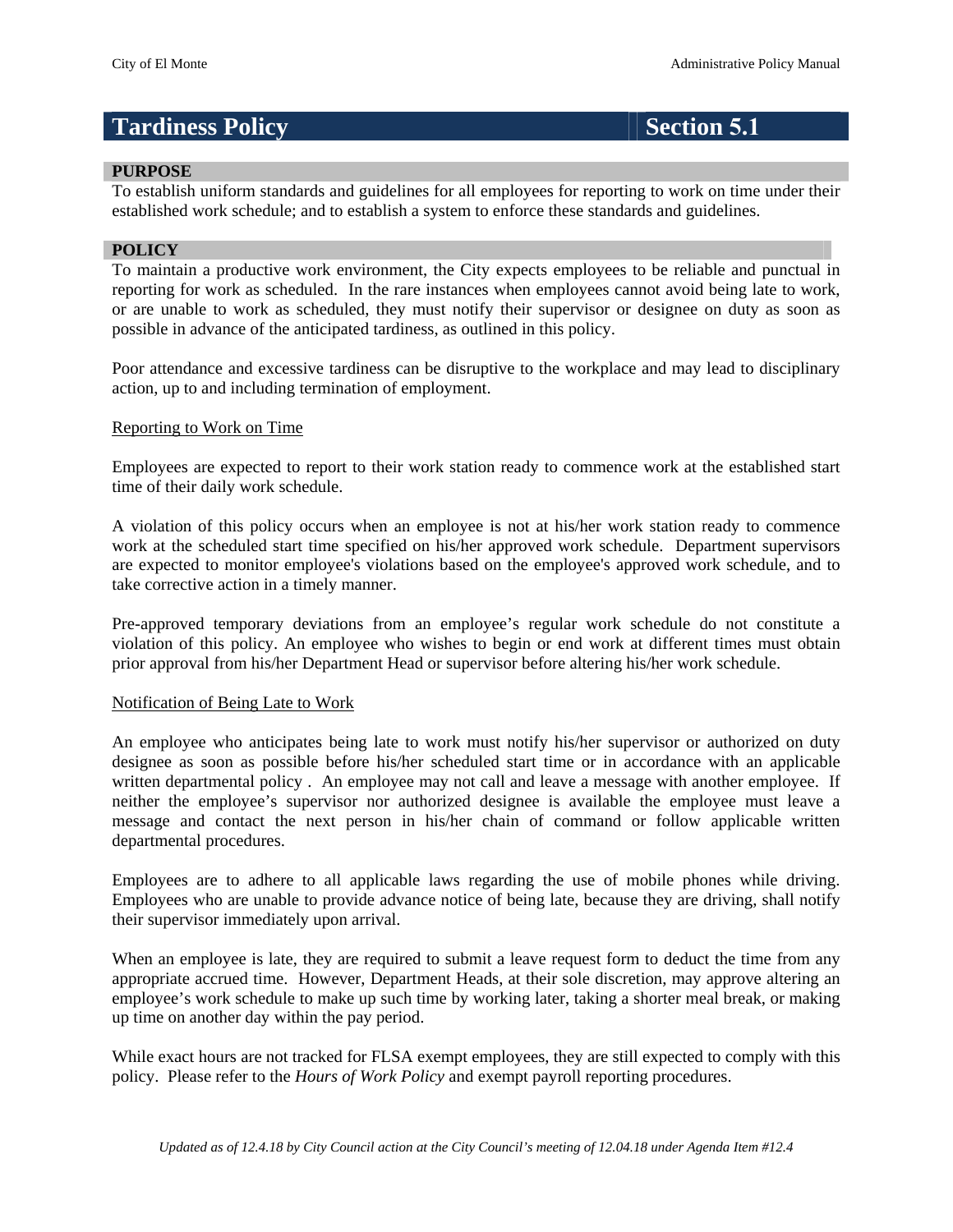# Tardiness Policy — Section 5.1

## PURPOSE

To establish uniform standards and guidelines for all employees for reporting to work on time under their established work schedule; and to establish a system to enforce these standards and guidelines.

## POLICY

To maintain a productive work environment, the City expects employees to be reliable and punctual in reporting for work as scheduled. In the rare instances when employees cannot avoid being late to work, or are unable to work as scheduled, they must notify their supervisor or designee on duty as soon as possible in advance of the anticipated tardiness, as outlined in this policy.

Poor attendance and excessive tardiness can be disruptive to the workplace and may lead to disciplinary action, up to and including termination of employment.

### Reporting to Work on Time

Employees are expected to report to their work station ready to commence work at the established start time of their daily work schedule.

A violation of this policy occurs when an employee is not at his/her work station ready to commence work at the scheduled start time specified on his/her approved work schedule. Department supervisors are expected to monitor employee's violations based on the employee's approved work schedule, and to take corrective action in a timely manner.

Pre-approved temporary deviations from an employee's regular work schedule do not constitute a violation of this policy. An employee who wishes to begin or end work at different times must obtain prior approval from his/her Department Head or supervisor before altering his/her work schedule.

### Notification of Being Late to Work

An employee who anticipates being late to work must notify his/her supervisor or authorized on duty designee as soon as possible before his/her scheduled start time or in accordance with an applicable written departmental policy . An employee may not call and leave a message with another employee. If neither the employee's supervisor nor authorized designee is available the employee must leave a message and contact the next person in his/her chain of command or follow applicable written departmental procedures.

Employees are to adhere to all applicable laws regarding the use of mobile phones while driving. Employees who are unable to provide advance notice of being late, because they are driving, shall notify their supervisor immediately upon arrival.

When an employee is late, they are required to submit a leave request form to deduct the time from any appropriate accrued time. However, Department Heads, at their sole discretion, may approve altering an employee's work schedule to make up such time by working later, taking a shorter meal break, or making up time on another day within the pay period.

While exact hours are not tracked for FLSA exempt employees, they are still expected to comply with this policy. Please refer to the *Hours of Work Policy* and exempt payroll reporting procedures.

*Updated as of 12.4.18 by City Council action at the City Council's meeting of 12.04.18 under Agenda Item #12.4*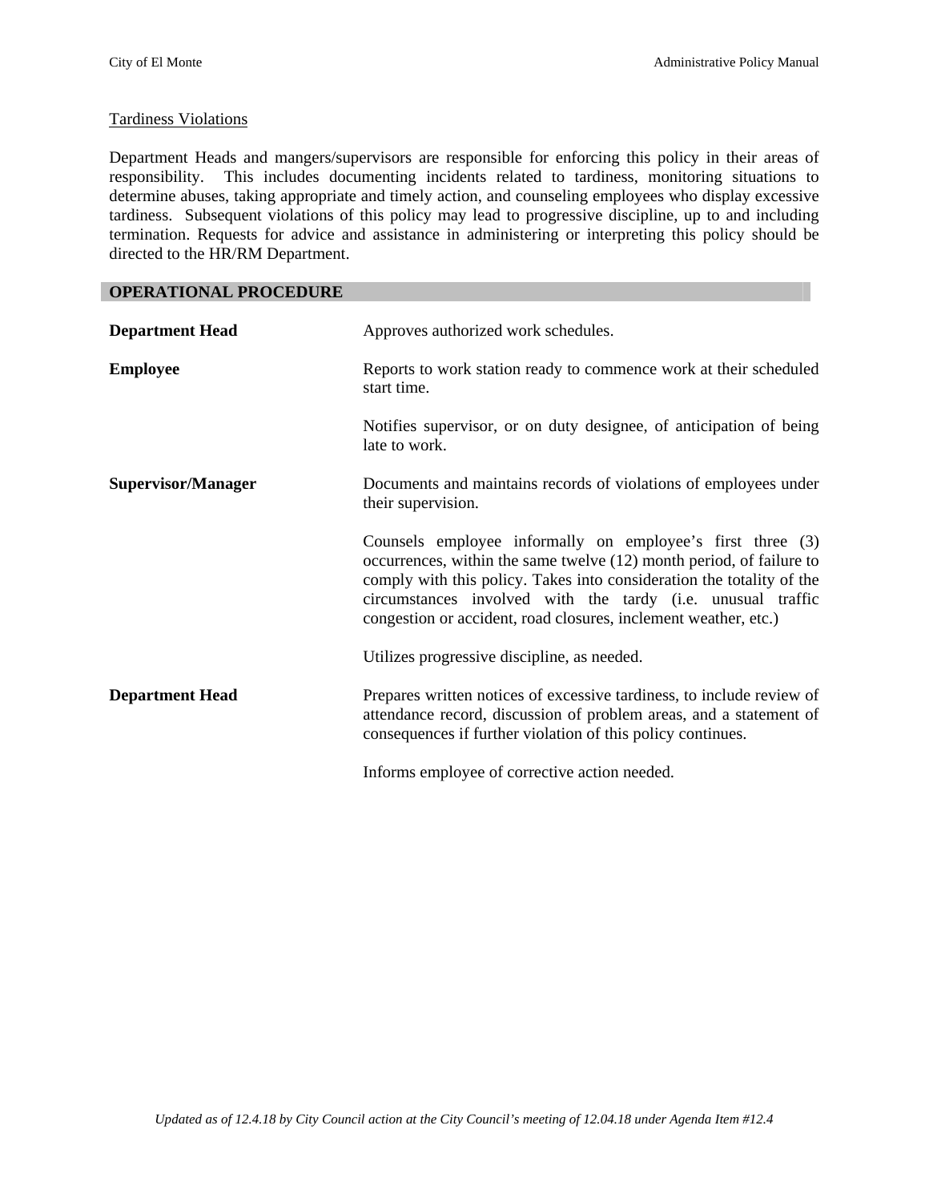Tardiness Violations

Department Heads and mangers/supervisors are responsible for enforcing this policy in their areas of responsibility. This includes documenting incidents related to tardiness, monitoring situations to determine abuses, taking appropriate and timely action, and counseling employees who display excessive tardiness. Subsequent violations of this policy may lead to progressive discipline, up to and including termination. Requests for advice and assistance in administering or interpreting this policy should be directed to the HR/RM Department.

## OPERATIONAL PROCEDURE

| | |
|---|---|
| **Department Head** | Approves authorized work schedules. |
| **Employee** | Reports to work station ready to commence work at their scheduled start time. |
| | Notifies supervisor, or on duty designee, of anticipation of being late to work. |
| **Supervisor/Manager** | Documents and maintains records of violations of employees under their supervision. |
| | Counsels employee informally on employee's first three (3) occurrences, within the same twelve (12) month period, of failure to comply with this policy. Takes into consideration the totality of the circumstances involved with the tardy (i.e. unusual traffic congestion or accident, road closures, inclement weather, etc.) |
| | Utilizes progressive discipline, as needed. |
| **Department Head** | Prepares written notices of excessive tardiness, to include review of attendance record, discussion of problem areas, and a statement of consequences if further violation of this policy continues. |
| | Informs employee of corrective action needed. |

*Updated as of 12.4.18 by City Council action at the City Council's meeting of 12.04.18 under Agenda Item #12.4*